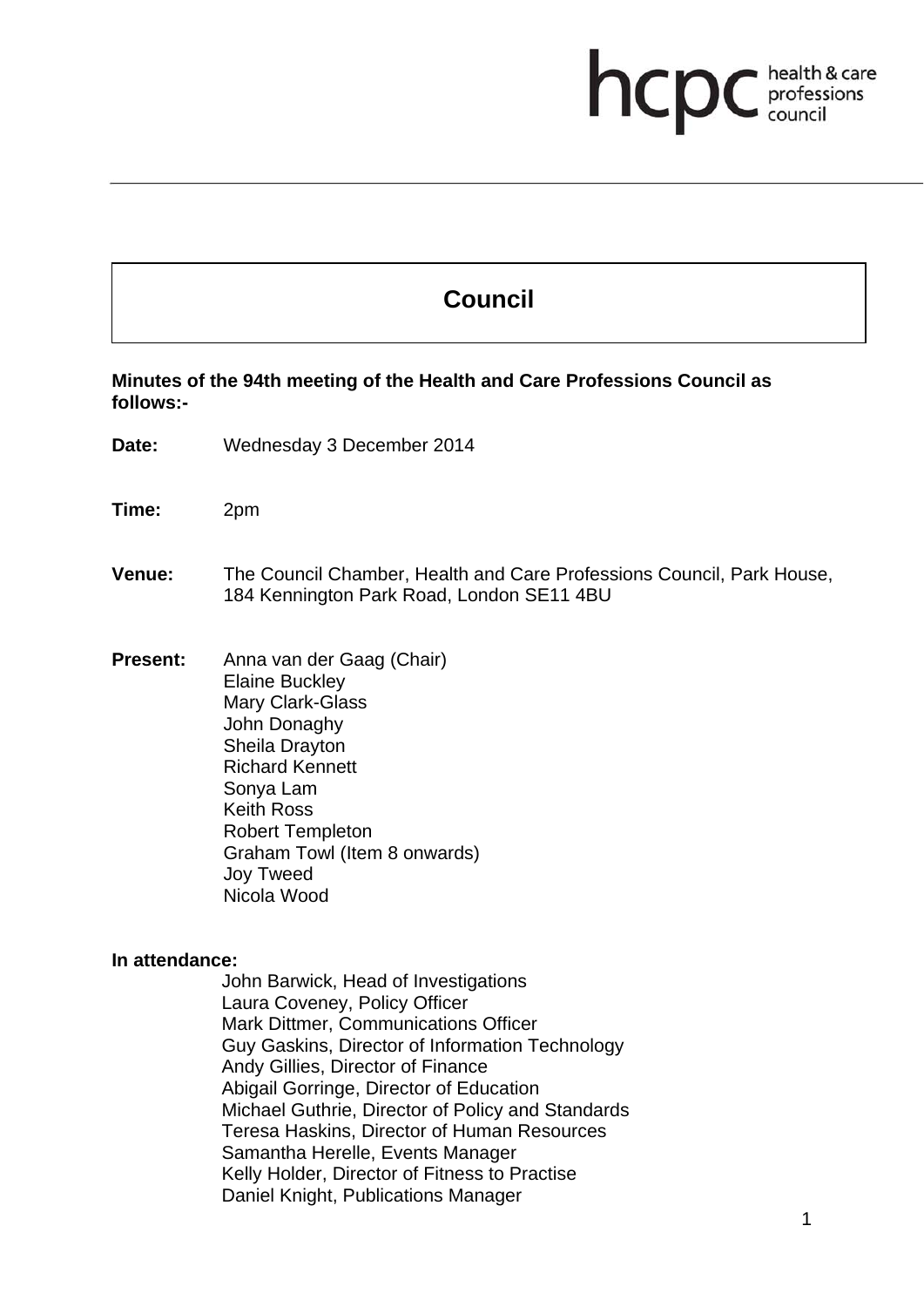# Council

**Minutes of the 94th meeting of the Health and Care Professions Council as follows:-**

**Date:** Wednesday 3 December 2014

**Time:** 2pm

**Venue:** The Council Chamber, Health and Care Professions Council, Park House, 184 Kennington Park Road, London SE11 4BU

**Present:** Anna van der Gaag (Chair)
Elaine Buckley
Mary Clark-Glass
John Donaghy
Sheila Drayton
Richard Kennett
Sonya Lam
Keith Ross
Robert Templeton
Graham Towl (Item 8 onwards)
Joy Tweed
Nicola Wood

**In attendance:**

John Barwick, Head of Investigations
Laura Coveney, Policy Officer
Mark Dittmer, Communications Officer
Guy Gaskins, Director of Information Technology
Andy Gillies, Director of Finance
Abigail Gorringe, Director of Education
Michael Guthrie, Director of Policy and Standards
Teresa Haskins, Director of Human Resources
Samantha Herelle, Events Manager
Kelly Holder, Director of Fitness to Practise
Daniel Knight, Publications Manager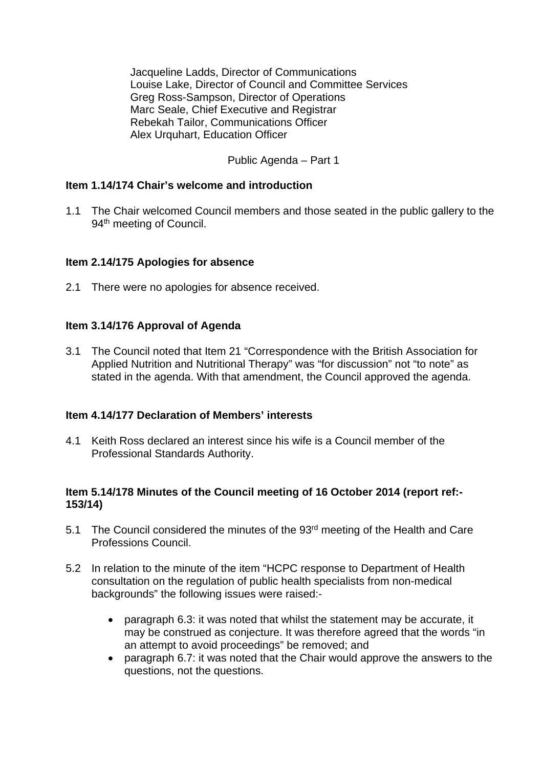Jacqueline Ladds, Director of Communications
Louise Lake, Director of Council and Committee Services
Greg Ross-Sampson, Director of Operations
Marc Seale, Chief Executive and Registrar
Rebekah Tailor, Communications Officer
Alex Urquhart, Education Officer

Public Agenda – Part 1

**Item 1.14/174 Chair's welcome and introduction**

1.1 The Chair welcomed Council members and those seated in the public gallery to the 94th meeting of Council.

**Item 2.14/175 Apologies for absence**

2.1 There were no apologies for absence received.

**Item 3.14/176 Approval of Agenda**

3.1 The Council noted that Item 21 "Correspondence with the British Association for Applied Nutrition and Nutritional Therapy" was "for discussion" not "to note" as stated in the agenda. With that amendment, the Council approved the agenda.

**Item 4.14/177 Declaration of Members' interests**

4.1 Keith Ross declared an interest since his wife is a Council member of the Professional Standards Authority.

**Item 5.14/178 Minutes of the Council meeting of 16 October 2014 (report ref:- 153/14)**

5.1 The Council considered the minutes of the 93rd meeting of the Health and Care Professions Council.

5.2 In relation to the minute of the item "HCPC response to Department of Health consultation on the regulation of public health specialists from non-medical backgrounds" the following issues were raised:-

- paragraph 6.3: it was noted that whilst the statement may be accurate, it may be construed as conjecture. It was therefore agreed that the words "in an attempt to avoid proceedings" be removed; and
- paragraph 6.7: it was noted that the Chair would approve the answers to the questions, not the questions.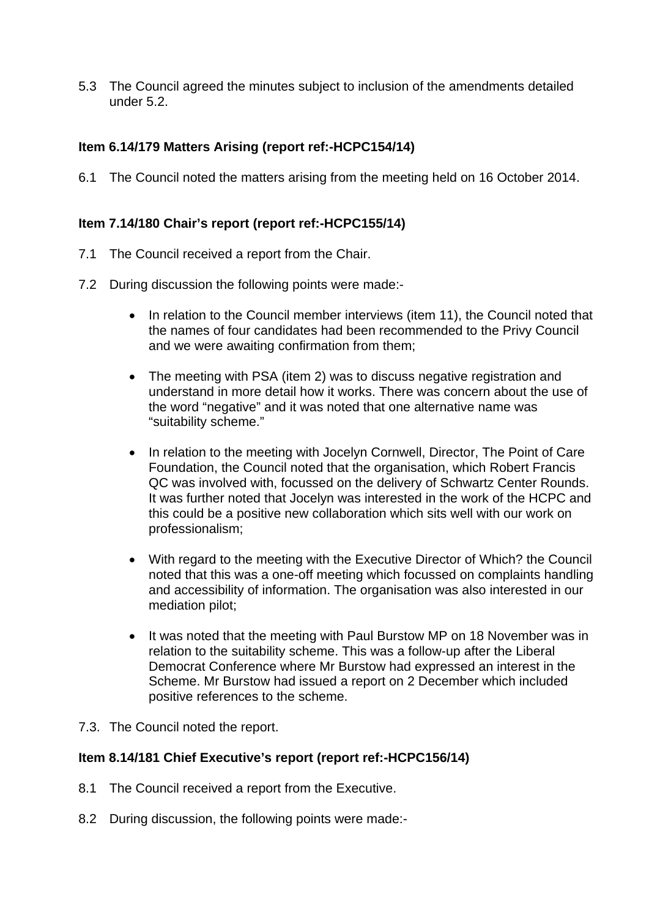5.3 The Council agreed the minutes subject to inclusion of the amendments detailed under 5.2.

**Item 6.14/179 Matters Arising (report ref:-HCPC154/14)**

6.1 The Council noted the matters arising from the meeting held on 16 October 2014.

**Item 7.14/180 Chair's report (report ref:-HCPC155/14)**

7.1 The Council received a report from the Chair.

7.2 During discussion the following points were made:-

- In relation to the Council member interviews (item 11), the Council noted that the names of four candidates had been recommended to the Privy Council and we were awaiting confirmation from them;

- The meeting with PSA (item 2) was to discuss negative registration and understand in more detail how it works. There was concern about the use of the word "negative" and it was noted that one alternative name was "suitability scheme."

- In relation to the meeting with Jocelyn Cornwell, Director, The Point of Care Foundation, the Council noted that the organisation, which Robert Francis QC was involved with, focussed on the delivery of Schwartz Center Rounds. It was further noted that Jocelyn was interested in the work of the HCPC and this could be a positive new collaboration which sits well with our work on professionalism;

- With regard to the meeting with the Executive Director of Which? the Council noted that this was a one-off meeting which focussed on complaints handling and accessibility of information. The organisation was also interested in our mediation pilot;

- It was noted that the meeting with Paul Burstow MP on 18 November was in relation to the suitability scheme. This was a follow-up after the Liberal Democrat Conference where Mr Burstow had expressed an interest in the Scheme. Mr Burstow had issued a report on 2 December which included positive references to the scheme.

7.3. The Council noted the report.

**Item 8.14/181 Chief Executive's report (report ref:-HCPC156/14)**

8.1 The Council received a report from the Executive.

8.2 During discussion, the following points were made:-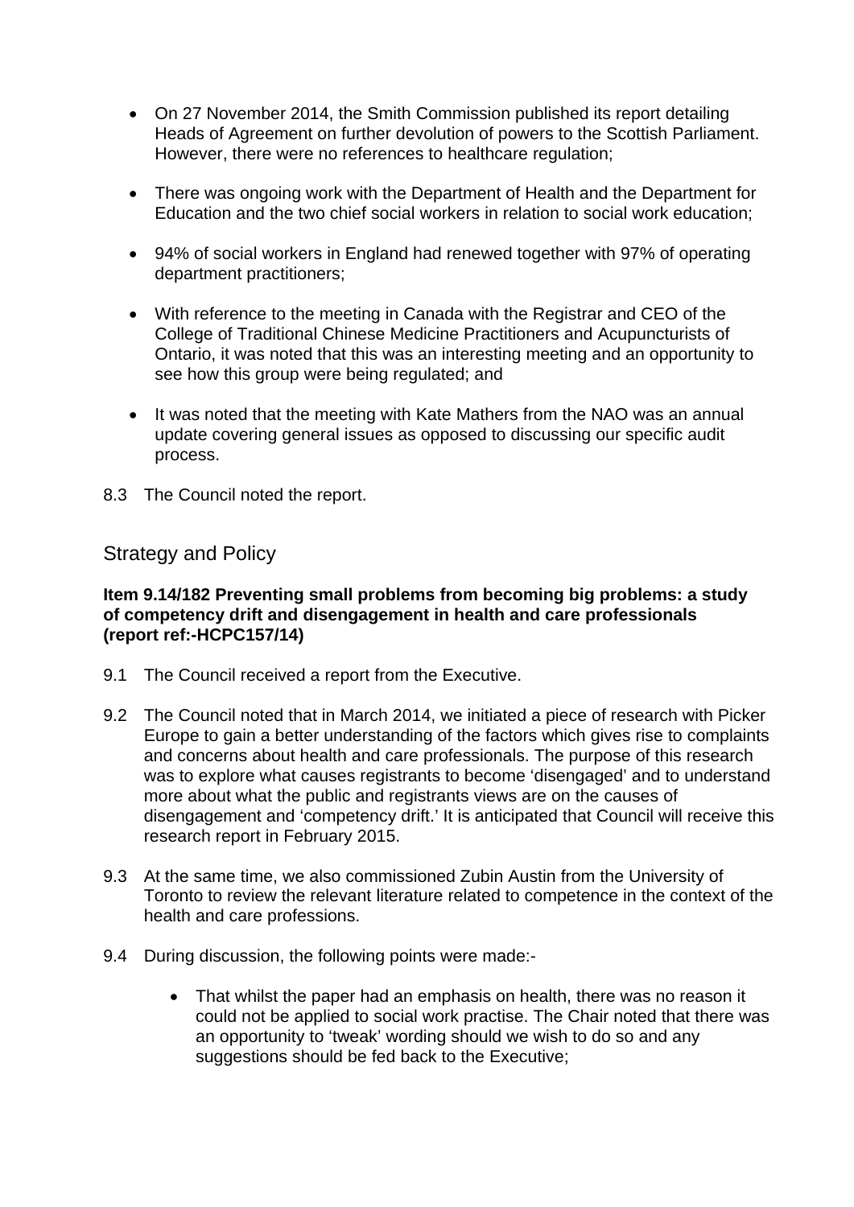- On 27 November 2014, the Smith Commission published its report detailing Heads of Agreement on further devolution of powers to the Scottish Parliament. However, there were no references to healthcare regulation;

- There was ongoing work with the Department of Health and the Department for Education and the two chief social workers in relation to social work education;

- 94% of social workers in England had renewed together with 97% of operating department practitioners;

- With reference to the meeting in Canada with the Registrar and CEO of the College of Traditional Chinese Medicine Practitioners and Acupuncturists of Ontario, it was noted that this was an interesting meeting and an opportunity to see how this group were being regulated; and

- It was noted that the meeting with Kate Mathers from the NAO was an annual update covering general issues as opposed to discussing our specific audit process.

8.3 The Council noted the report.

## Strategy and Policy

**Item 9.14/182 Preventing small problems from becoming big problems: a study of competency drift and disengagement in health and care professionals (report ref:-HCPC157/14)**

9.1 The Council received a report from the Executive.

9.2 The Council noted that in March 2014, we initiated a piece of research with Picker Europe to gain a better understanding of the factors which gives rise to complaints and concerns about health and care professionals. The purpose of this research was to explore what causes registrants to become 'disengaged' and to understand more about what the public and registrants views are on the causes of disengagement and 'competency drift.' It is anticipated that Council will receive this research report in February 2015.

9.3 At the same time, we also commissioned Zubin Austin from the University of Toronto to review the relevant literature related to competence in the context of the health and care professions.

9.4 During discussion, the following points were made:-

- That whilst the paper had an emphasis on health, there was no reason it could not be applied to social work practise. The Chair noted that there was an opportunity to 'tweak' wording should we wish to do so and any suggestions should be fed back to the Executive;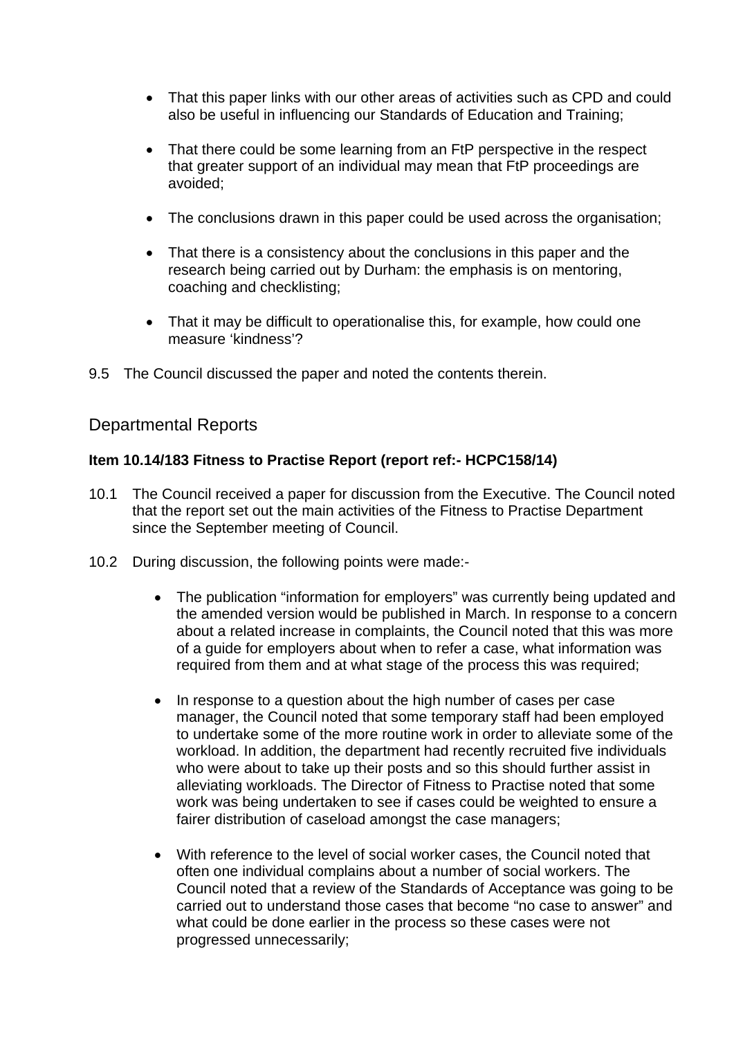- That this paper links with our other areas of activities such as CPD and could also be useful in influencing our Standards of Education and Training;

- That there could be some learning from an FtP perspective in the respect that greater support of an individual may mean that FtP proceedings are avoided;

- The conclusions drawn in this paper could be used across the organisation;

- That there is a consistency about the conclusions in this paper and the research being carried out by Durham: the emphasis is on mentoring, coaching and checklisting;

- That it may be difficult to operationalise this, for example, how could one measure 'kindness'?

9.5 The Council discussed the paper and noted the contents therein.

## Departmental Reports

**Item 10.14/183 Fitness to Practise Report (report ref:- HCPC158/14)**

10.1 The Council received a paper for discussion from the Executive. The Council noted that the report set out the main activities of the Fitness to Practise Department since the September meeting of Council.

10.2 During discussion, the following points were made:-

- The publication "information for employers" was currently being updated and the amended version would be published in March. In response to a concern about a related increase in complaints, the Council noted that this was more of a guide for employers about when to refer a case, what information was required from them and at what stage of the process this was required;

- In response to a question about the high number of cases per case manager, the Council noted that some temporary staff had been employed to undertake some of the more routine work in order to alleviate some of the workload. In addition, the department had recently recruited five individuals who were about to take up their posts and so this should further assist in alleviating workloads. The Director of Fitness to Practise noted that some work was being undertaken to see if cases could be weighted to ensure a fairer distribution of caseload amongst the case managers;

- With reference to the level of social worker cases, the Council noted that often one individual complains about a number of social workers. The Council noted that a review of the Standards of Acceptance was going to be carried out to understand those cases that become "no case to answer" and what could be done earlier in the process so these cases were not progressed unnecessarily;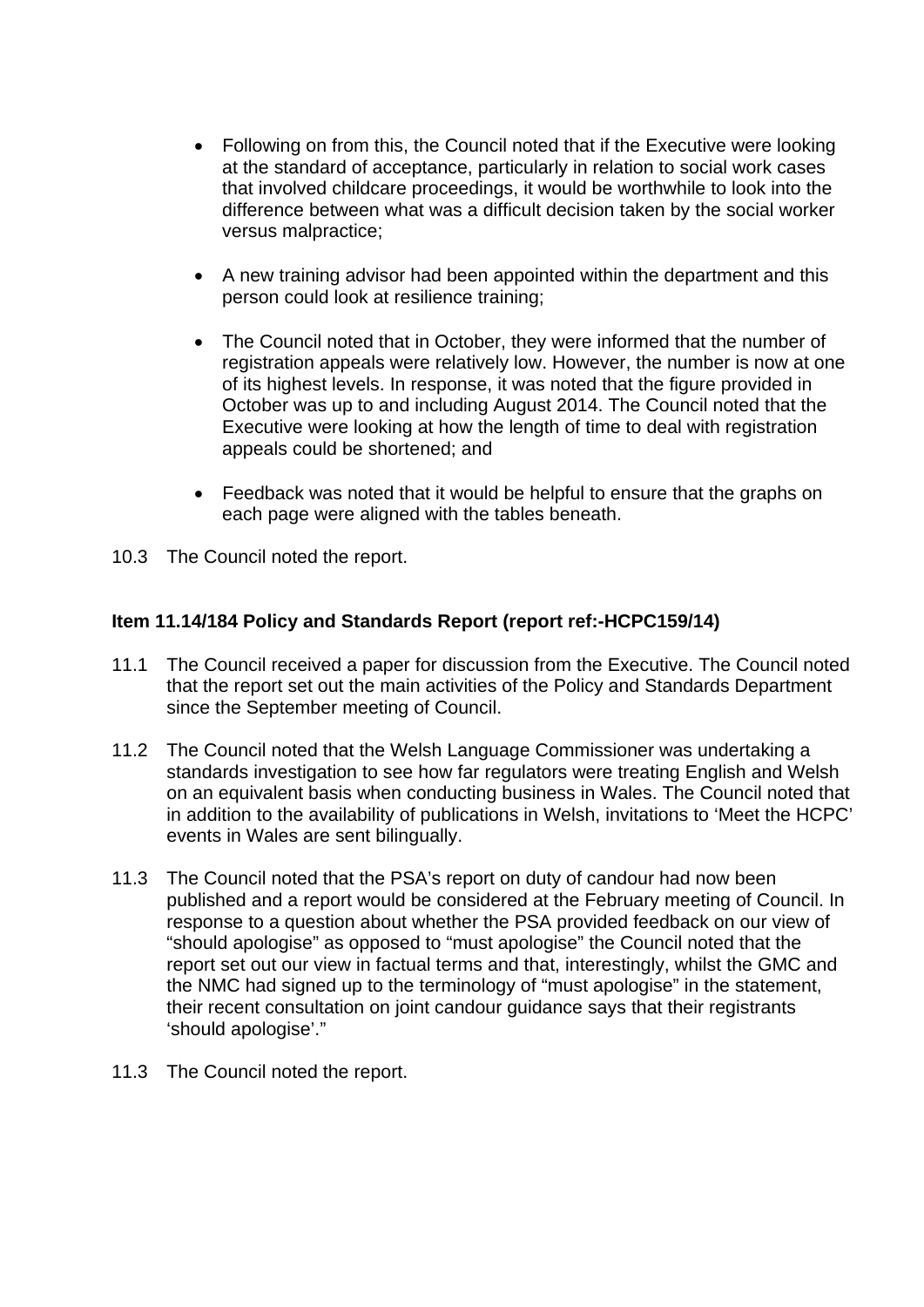- Following on from this, the Council noted that if the Executive were looking at the standard of acceptance, particularly in relation to social work cases that involved childcare proceedings, it would be worthwhile to look into the difference between what was a difficult decision taken by the social worker versus malpractice;

- A new training advisor had been appointed within the department and this person could look at resilience training;

- The Council noted that in October, they were informed that the number of registration appeals were relatively low. However, the number is now at one of its highest levels. In response, it was noted that the figure provided in October was up to and including August 2014. The Council noted that the Executive were looking at how the length of time to deal with registration appeals could be shortened; and

- Feedback was noted that it would be helpful to ensure that the graphs on each page were aligned with the tables beneath.

10.3 The Council noted the report.

**Item 11.14/184 Policy and Standards Report (report ref:-HCPC159/14)**

11.1 The Council received a paper for discussion from the Executive. The Council noted that the report set out the main activities of the Policy and Standards Department since the September meeting of Council.

11.2 The Council noted that the Welsh Language Commissioner was undertaking a standards investigation to see how far regulators were treating English and Welsh on an equivalent basis when conducting business in Wales. The Council noted that in addition to the availability of publications in Welsh, invitations to 'Meet the HCPC' events in Wales are sent bilingually.

11.3 The Council noted that the PSA's report on duty of candour had now been published and a report would be considered at the February meeting of Council. In response to a question about whether the PSA provided feedback on our view of "should apologise" as opposed to "must apologise" the Council noted that the report set out our view in factual terms and that, interestingly, whilst the GMC and the NMC had signed up to the terminology of "must apologise" in the statement, their recent consultation on joint candour guidance says that their registrants 'should apologise'."

11.3 The Council noted the report.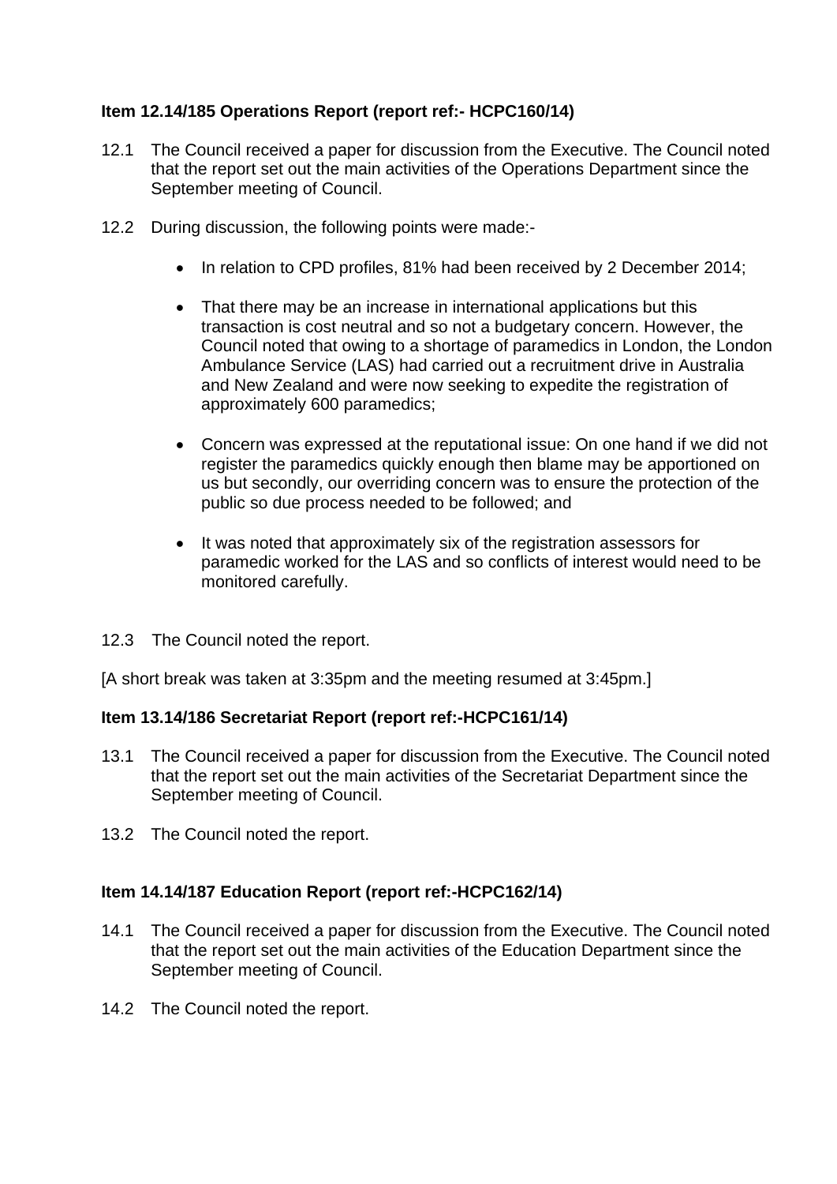**Item 12.14/185 Operations Report (report ref:- HCPC160/14)**

12.1 The Council received a paper for discussion from the Executive. The Council noted that the report set out the main activities of the Operations Department since the September meeting of Council.

12.2 During discussion, the following points were made:-

- In relation to CPD profiles, 81% had been received by 2 December 2014;
- That there may be an increase in international applications but this transaction is cost neutral and so not a budgetary concern. However, the Council noted that owing to a shortage of paramedics in London, the London Ambulance Service (LAS) had carried out a recruitment drive in Australia and New Zealand and were now seeking to expedite the registration of approximately 600 paramedics;
- Concern was expressed at the reputational issue: On one hand if we did not register the paramedics quickly enough then blame may be apportioned on us but secondly, our overriding concern was to ensure the protection of the public so due process needed to be followed; and
- It was noted that approximately six of the registration assessors for paramedic worked for the LAS and so conflicts of interest would need to be monitored carefully.

12.3 The Council noted the report.

[A short break was taken at 3:35pm and the meeting resumed at 3:45pm.]

**Item 13.14/186 Secretariat Report (report ref:-HCPC161/14)**

13.1 The Council received a paper for discussion from the Executive. The Council noted that the report set out the main activities of the Secretariat Department since the September meeting of Council.

13.2 The Council noted the report.

**Item 14.14/187 Education Report (report ref:-HCPC162/14)**

14.1 The Council received a paper for discussion from the Executive. The Council noted that the report set out the main activities of the Education Department since the September meeting of Council.

14.2 The Council noted the report.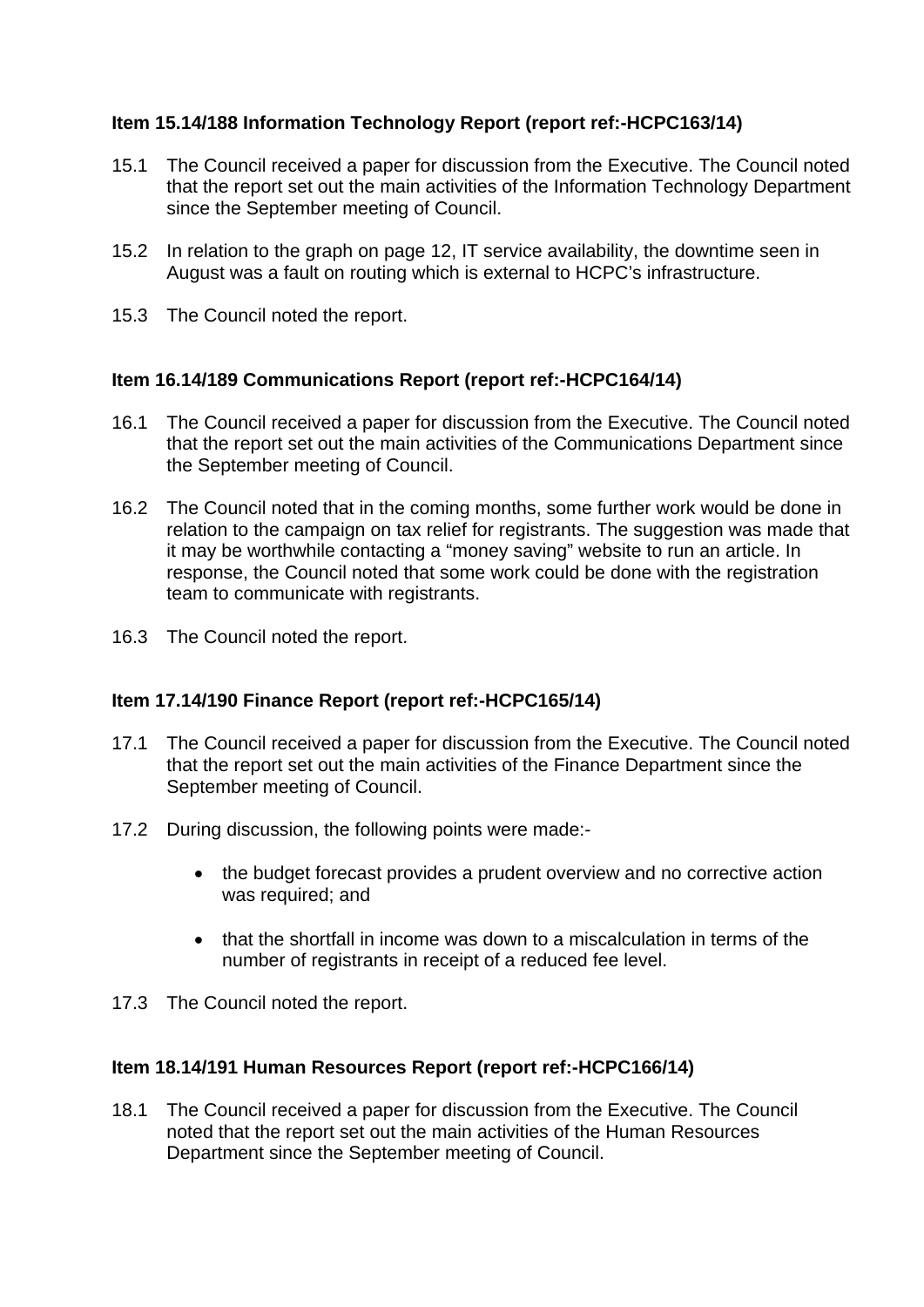**Item 15.14/188 Information Technology Report (report ref:-HCPC163/14)**

15.1 The Council received a paper for discussion from the Executive. The Council noted that the report set out the main activities of the Information Technology Department since the September meeting of Council.

15.2 In relation to the graph on page 12, IT service availability, the downtime seen in August was a fault on routing which is external to HCPC's infrastructure.

15.3 The Council noted the report.

**Item 16.14/189 Communications Report (report ref:-HCPC164/14)**

16.1 The Council received a paper for discussion from the Executive. The Council noted that the report set out the main activities of the Communications Department since the September meeting of Council.

16.2 The Council noted that in the coming months, some further work would be done in relation to the campaign on tax relief for registrants. The suggestion was made that it may be worthwhile contacting a "money saving" website to run an article. In response, the Council noted that some work could be done with the registration team to communicate with registrants.

16.3 The Council noted the report.

**Item 17.14/190 Finance Report (report ref:-HCPC165/14)**

17.1 The Council received a paper for discussion from the Executive. The Council noted that the report set out the main activities of the Finance Department since the September meeting of Council.

17.2 During discussion, the following points were made:-

- the budget forecast provides a prudent overview and no corrective action was required; and
- that the shortfall in income was down to a miscalculation in terms of the number of registrants in receipt of a reduced fee level.

17.3 The Council noted the report.

**Item 18.14/191 Human Resources Report (report ref:-HCPC166/14)**

18.1 The Council received a paper for discussion from the Executive. The Council noted that the report set out the main activities of the Human Resources Department since the September meeting of Council.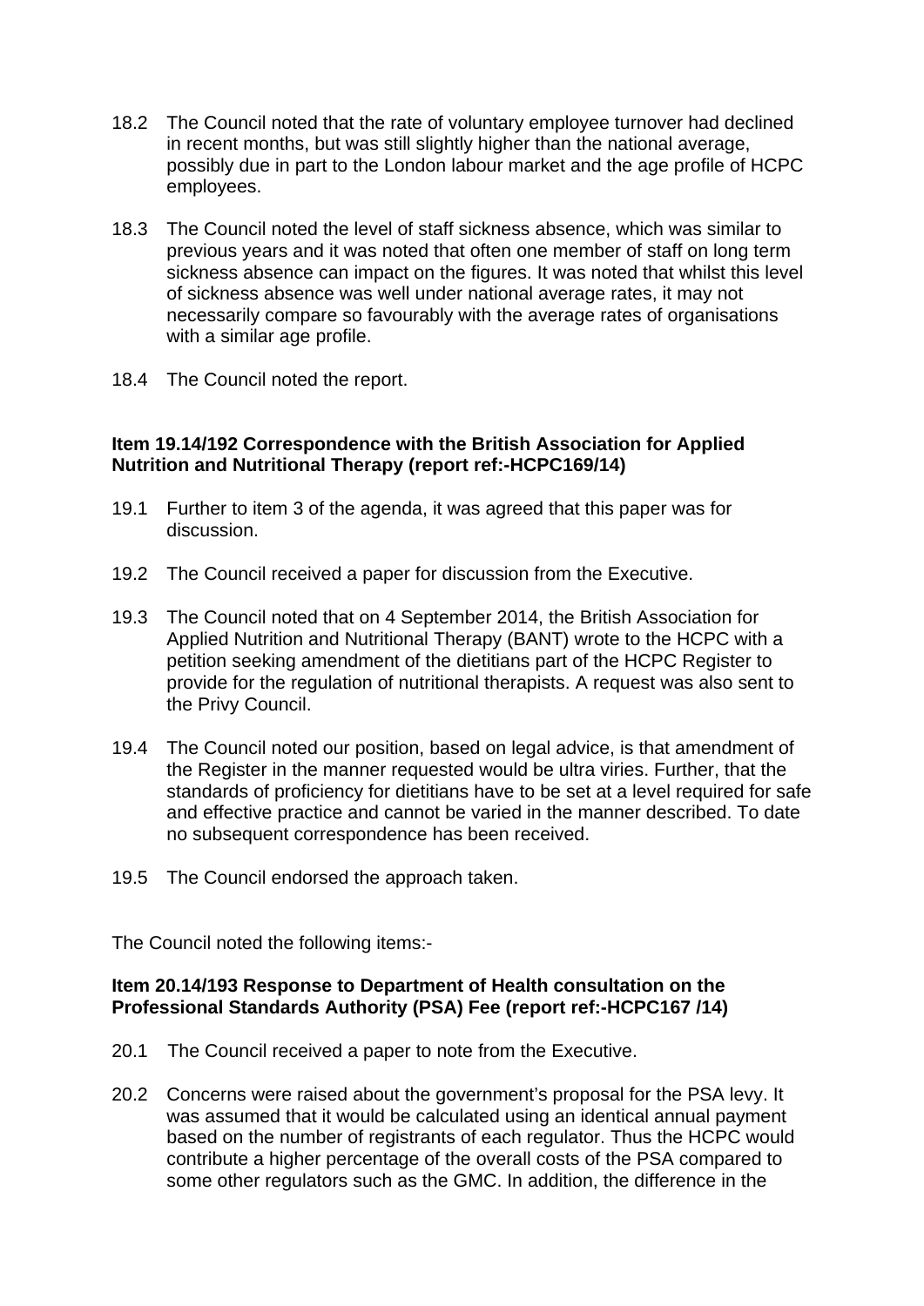18.2 The Council noted that the rate of voluntary employee turnover had declined in recent months, but was still slightly higher than the national average, possibly due in part to the London labour market and the age profile of HCPC employees.

18.3 The Council noted the level of staff sickness absence, which was similar to previous years and it was noted that often one member of staff on long term sickness absence can impact on the figures. It was noted that whilst this level of sickness absence was well under national average rates, it may not necessarily compare so favourably with the average rates of organisations with a similar age profile.

18.4 The Council noted the report.

**Item 19.14/192 Correspondence with the British Association for Applied Nutrition and Nutritional Therapy (report ref:-HCPC169/14)**

19.1 Further to item 3 of the agenda, it was agreed that this paper was for discussion.

19.2 The Council received a paper for discussion from the Executive.

19.3 The Council noted that on 4 September 2014, the British Association for Applied Nutrition and Nutritional Therapy (BANT) wrote to the HCPC with a petition seeking amendment of the dietitians part of the HCPC Register to provide for the regulation of nutritional therapists. A request was also sent to the Privy Council.

19.4 The Council noted our position, based on legal advice, is that amendment of the Register in the manner requested would be ultra viries. Further, that the standards of proficiency for dietitians have to be set at a level required for safe and effective practice and cannot be varied in the manner described. To date no subsequent correspondence has been received.

19.5 The Council endorsed the approach taken.

The Council noted the following items:-

**Item 20.14/193 Response to Department of Health consultation on the Professional Standards Authority (PSA) Fee (report ref:-HCPC167 /14)**

20.1 The Council received a paper to note from the Executive.

20.2 Concerns were raised about the government's proposal for the PSA levy. It was assumed that it would be calculated using an identical annual payment based on the number of registrants of each regulator. Thus the HCPC would contribute a higher percentage of the overall costs of the PSA compared to some other regulators such as the GMC. In addition, the difference in the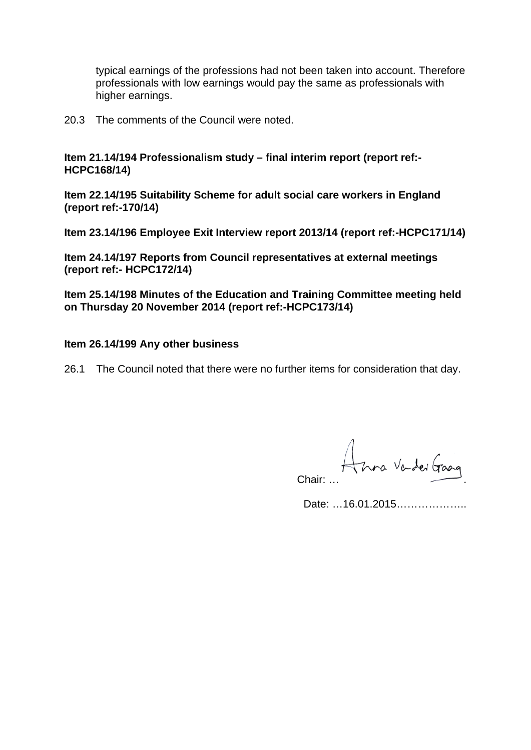typical earnings of the professions had not been taken into account. Therefore professionals with low earnings would pay the same as professionals with higher earnings.

20.3 The comments of the Council were noted.

**Item 21.14/194 Professionalism study – final interim report (report ref:-HCPC168/14)**

**Item 22.14/195 Suitability Scheme for adult social care workers in England (report ref:-170/14)**

**Item 23.14/196 Employee Exit Interview report 2013/14 (report ref:-HCPC171/14)**

**Item 24.14/197 Reports from Council representatives at external meetings (report ref:- HCPC172/14)**

**Item 25.14/198 Minutes of the Education and Training Committee meeting held on Thursday 20 November 2014 (report ref:-HCPC173/14)**

**Item 26.14/199 Any other business**

26.1 The Council noted that there were no further items for consideration that day.

Chair: … Anna Van der Gaag .

Date: …16.01.2015………………..